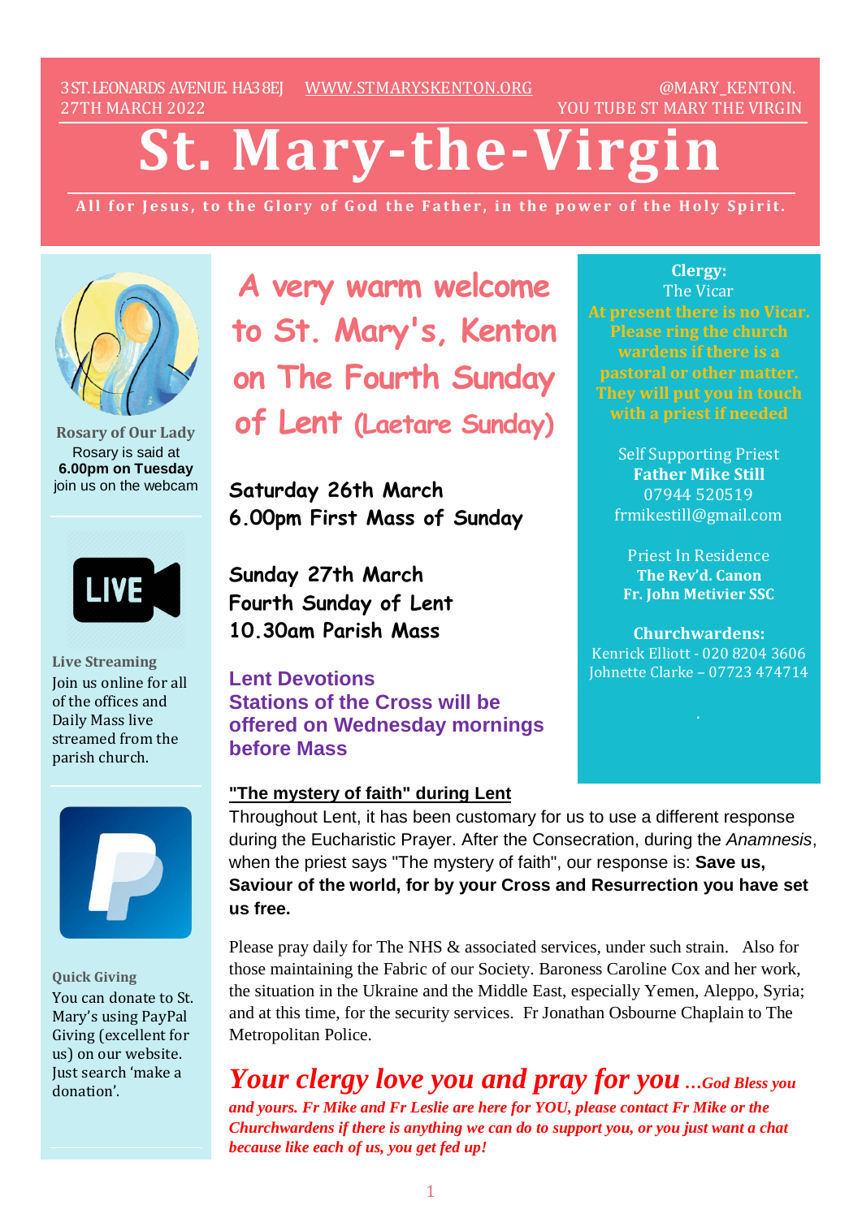3 ST. LEONARDS AVENUE. HA3 8EJ   WWW.STMARYSKENTON.ORG   @MARY_KENTON.
27TH MARCH 2022   YOU TUBE ST MARY THE VIRGIN

# St. Mary-the-Virgin

**All for Jesus, to the Glory of God the Father, in the power of the Holy Spirit.**

## A very warm welcome to St. Mary's, Kenton on The Fourth Sunday of Lent (Laetare Sunday)

**Saturday 26th March**
**6.00pm First Mass of Sunday**

**Sunday 27th March**
**Fourth Sunday of Lent**
**10.30am Parish Mass**

**Lent Devotions**
**Stations of the Cross will be offered on Wednesday mornings before Mass**

**"The mystery of faith" during Lent**

Throughout Lent, it has been customary for us to use a different response during the Eucharistic Prayer. After the Consecration, during the *Anamnesis*, when the priest says "The mystery of faith", our response is: **Save us, Saviour of the world, for by your Cross and Resurrection you have set us free.**

Please pray daily for The NHS & associated services, under such strain. Also for those maintaining the Fabric of our Society. Baroness Caroline Cox and her work, the situation in the Ukraine and the Middle East, especially Yemen, Aleppo, Syria; and at this time, for the security services. Fr Jonathan Osbourne Chaplain to The Metropolitan Police.

***Your clergy love you and pray for you …God Bless you and yours. Fr Mike and Fr Leslie are here for YOU, please contact Fr Mike or the Churchwardens if there is anything we can do to support you, or you just want a chat because like each of us, you get fed up!***

**Rosary of Our Lady**
Rosary is said at **6.00pm on Tuesday** join us on the webcam

**Live Streaming**
Join us online for all of the offices and Daily Mass live streamed from the parish church.

**Quick Giving**
You can donate to St. Mary's using PayPal Giving (excellent for us) on our website. Just search 'make a donation'.

**Clergy:**
The Vicar
At present there is no Vicar. Please ring the church wardens if there is a pastoral or other matter. They will put you in touch with a priest if needed

Self Supporting Priest
**Father Mike Still**
07944 520519
frmikestill@gmail.com

Priest In Residence
**The Rev'd. Canon**
**Fr. John Metivier SSC**

**Churchwardens:**
Kenrick Elliott - 020 8204 3606
Johnette Clarke – 07723 474714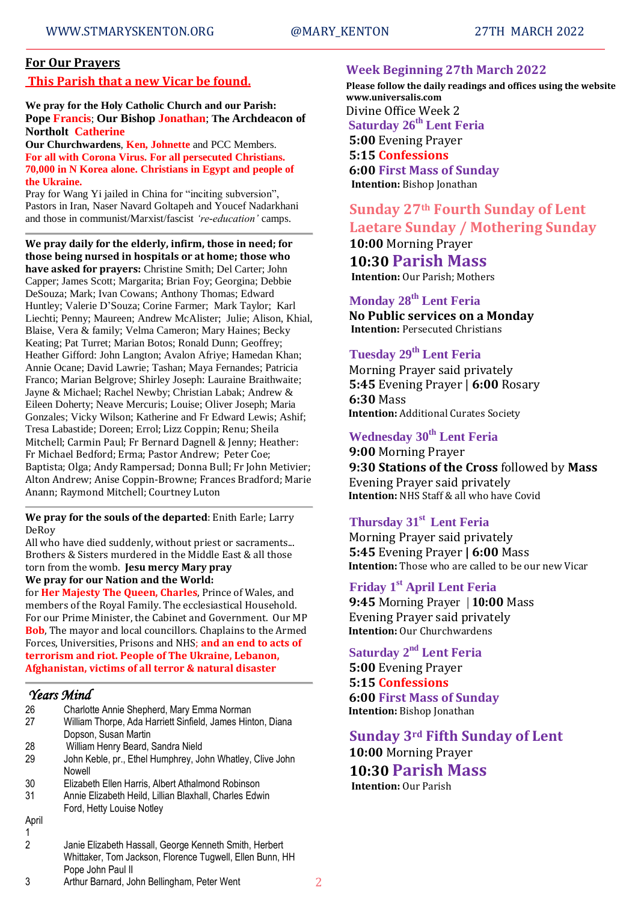## For Our Prayers

### This Parish that a new Vicar be found.

**We pray for the Holy Catholic Church and our Parish: Pope Francis; Our Bishop Jonathan; The Archdeacon of Northolt Catherine**

**Our Churchwardens**, **Ken, Johnette** and PCC Members.
**For all with Corona Virus. For all persecuted Christians. 70,000 in N Korea alone. Christians in Egypt and people of the Ukraine.**
Pray for Wang Yi jailed in China for "inciting subversion", Pastors in Iran, Naser Navard Goltapeh and Youcef Nadarkhani and those in communist/Marxist/fascist *'re-education'* camps.

---

**We pray daily for the elderly, infirm, those in need; for those being nursed in hospitals or at home; those who have asked for prayers:** Christine Smith; Del Carter; John Capper; James Scott; Margarita; Brian Foy; Georgina; Debbie DeSouza; Mark; Ivan Cowans; Anthony Thomas; Edward Huntley; Valerie D'Souza; Corine Farmer; Mark Taylor; Karl Liechti; Penny; Maureen; Andrew McAlister; Julie; Alison, Khial, Blaise, Vera & family; Velma Cameron; Mary Haines; Becky Keating; Pat Turret; Marian Botos; Ronald Dunn; Geoffrey; Heather Gifford: John Langton; Avalon Afriye; Hamedan Khan; Annie Ocane; David Lawrie; Tashan; Maya Fernandes; Patricia Franco; Marian Belgrove; Shirley Joseph: Lauraine Braithwaite; Jayne & Michael; Rachel Newby; Christian Labak; Andrew & Eileen Doherty; Neave Mercuris; Louise; Oliver Joseph; Maria Gonzales; Vicky Wilson; Katherine and Fr Edward Lewis; Ashif; Tresa Labastide; Doreen; Errol; Lizz Coppin; Renu; Sheila Mitchell; Carmin Paul; Fr Bernard Dagnell & Jenny; Heather: Fr Michael Bedford; Erma; Pastor Andrew; Peter Coe; Baptista; Olga; Andy Rampersad; Donna Bull; Fr John Metivier; Alton Andrew; Anise Coppin-Browne; Frances Bradford; Marie Anann; Raymond Mitchell; Courtney Luton

---

**We pray for the souls of the departed**: Enith Earle; Larry DeRoy
All who have died suddenly, without priest or sacraments... Brothers & Sisters murdered in the Middle East & all those torn from the womb. **Jesu mercy Mary pray**
**We pray for our Nation and the World:**
for **Her Majesty The Queen, Charles**, Prince of Wales, and members of the Royal Family. The ecclesiastical Household. For our Prime Minister, the Cabinet and Government. Our MP **Bob**, The mayor and local councillors. Chaplains to the Armed Forces, Universities, Prisons and NHS; **and an end to acts of terrorism and riot. People of The Ukraine, Lebanon, Afghanistan, victims of all terror & natural disaster**

---

### *Years Mind*

| | |
|---|---|
| 26 | Charlotte Annie Shepherd, Mary Emma Norman |
| 27 | William Thorpe, Ada Harriett Sinfield, James Hinton, Diana Dopson, Susan Martin |
| 28 | William Henry Beard, Sandra Nield |
| 29 | John Keble, pr., Ethel Humphrey, John Whatley, Clive John Nowell |
| 30 | Elizabeth Ellen Harris, Albert Athalmond Robinson |
| 31 | Annie Elizabeth Heild, Lillian Blaxhall, Charles Edwin Ford, Hetty Louise Notley |
| April | |
| 1 | |
| 2 | Janie Elizabeth Hassall, George Kenneth Smith, Herbert Whittaker, Tom Jackson, Florence Tugwell, Ellen Bunn, HH Pope John Paul II |
| 3 | Arthur Barnard, John Bellingham, Peter Went |

## Week Beginning 27th March 2022

**Please follow the daily readings and offices using the website www.universalis.com**
Divine Office Week 2

### Saturday 26th Lent Feria
**5:00** Evening Prayer
**5:15 Confessions**
**6:00 First Mass of Sunday**
**Intention:** Bishop Jonathan

### Sunday 27th Fourth Sunday of Lent
### Laetare Sunday / Mothering Sunday
**10:00** Morning Prayer
**10:30 Parish Mass**
**Intention:** Our Parish; Mothers

### Monday 28th Lent Feria
**No Public services on a Monday**
**Intention:** Persecuted Christians

### Tuesday 29th Lent Feria
Morning Prayer said privately
**5:45** Evening Prayer | **6:00** Rosary
**6:30** Mass
**Intention:** Additional Curates Society

### Wednesday 30th Lent Feria
**9:00** Morning Prayer
**9:30 Stations of the Cross** followed by **Mass**
Evening Prayer said privately
**Intention:** NHS Staff & all who have Covid

### Thursday 31st Lent Feria
Morning Prayer said privately
**5:45** Evening Prayer **|** **6:00** Mass
**Intention:** Those who are called to be our new Vicar

### Friday 1st April Lent Feria
**9:45** Morning Prayer | **10:00** Mass
Evening Prayer said privately
**Intention:** Our Churchwardens

### Saturday 2nd Lent Feria
**5:00** Evening Prayer
**5:15 Confessions**
**6:00 First Mass of Sunday**
**Intention:** Bishop Jonathan

### Sunday 3rd Fifth Sunday of Lent
**10:00** Morning Prayer
**10:30 Parish Mass**
**Intention:** Our Parish